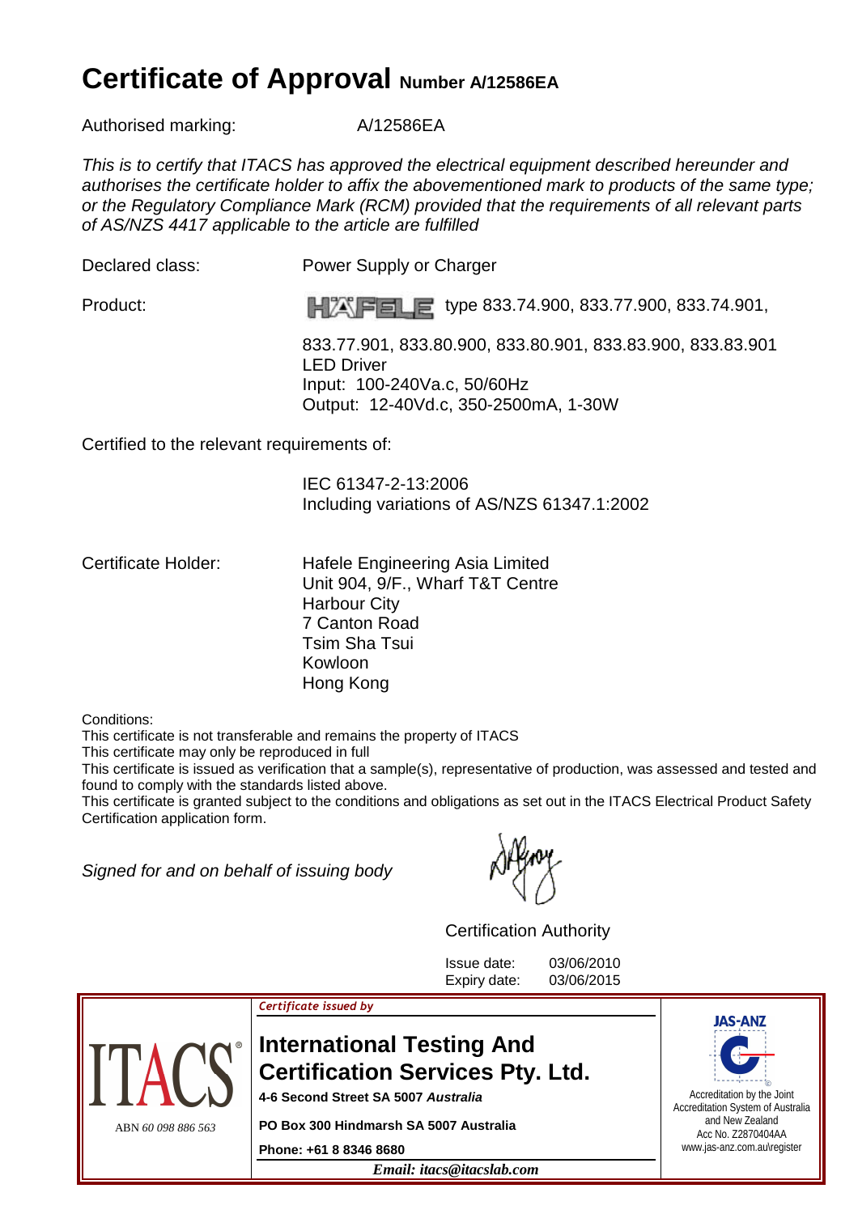# Certificate of Approval Number A/12586EA

Authorised marking: A/12586EA

*This is to certify that ITACS has approved the electrical equipment described hereunder and authorises the certificate holder to affix the abovementioned mark to products of the same type; or the Regulatory Compliance Mark (RCM) provided that the requirements of all relevant parts of AS/NZS 4417 applicable to the article are fulfilled*

Declared class: Power Supply or Charger

Product: HÄFELE type 833.74.900, 833.77.900, 833.74.901, 833.77.901, 833.80.900, 833.80.901, 833.83.900, 833.83.901
LED Driver
Input: 100-240Va.c, 50/60Hz
Output: 12-40Vd.c, 350-2500mA, 1-30W

Certified to the relevant requirements of:

IEC 61347-2-13:2006
Including variations of AS/NZS 61347.1:2002

Certificate Holder:
Hafele Engineering Asia Limited
Unit 904, 9/F., Wharf T&T Centre
Harbour City
7 Canton Road
Tsim Sha Tsui
Kowloon
Hong Kong

Conditions:
This certificate is not transferable and remains the property of ITACS
This certificate may only be reproduced in full
This certificate is issued as verification that a sample(s), representative of production, was assessed and tested and found to comply with the standards listed above.
This certificate is granted subject to the conditions and obligations as set out in the ITACS Electrical Product Safety Certification application form.

*Signed for and on behalf of issuing body*

Certification Authority

Issue date: 03/06/2010
Expiry date: 03/06/2015

ITACS®
ABN *60 098 886 563*

*Certificate issued by*

**International Testing And Certification Services Pty. Ltd.**

**4-6 Second Street SA 5007 *Australia***

**PO Box 300 Hindmarsh SA 5007 Australia**

**Phone: +61 8 8346 8680**

***Email: itacs@itacslab.com***

JAS-ANZ
Accreditation by the Joint Accreditation System of Australia and New Zealand
Acc No. Z2870404AA
www.jas-anz.com.au\register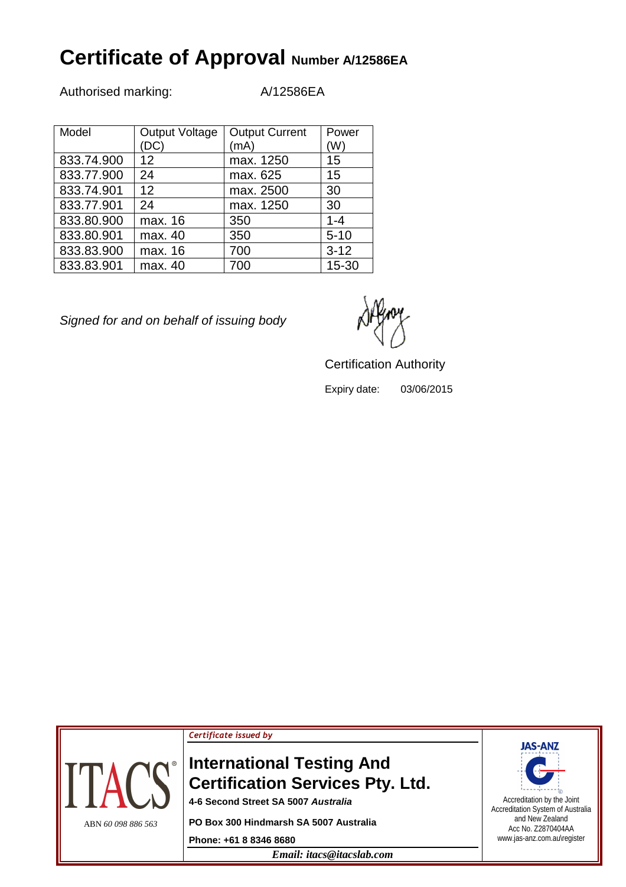# Certificate of Approval Number A/12586EA

Authorised marking: A/12586EA

| Model | Output Voltage (DC) | Output Current (mA) | Power (W) |
|---|---|---|---|
| 833.74.900 | 12 | max. 1250 | 15 |
| 833.77.900 | 24 | max. 625 | 15 |
| 833.74.901 | 12 | max. 2500 | 30 |
| 833.77.901 | 24 | max. 1250 | 30 |
| 833.80.900 | max. 16 | 350 | 1-4 |
| 833.80.901 | max. 40 | 350 | 5-10 |
| 833.83.900 | max. 16 | 700 | 3-12 |
| 833.83.901 | max. 40 | 700 | 15-30 |

*Signed for and on behalf of issuing body*

Certification Authority

Expiry date: 03/06/2015

*Certificate issued by*

ITACS®

ABN *60 098 886 563*

**International Testing And Certification Services Pty. Ltd.**

**4-6 Second Street SA 5007 *Australia***

**PO Box 300 Hindmarsh SA 5007 Australia**

**Phone: +61 8 8346 8680**

***Email: itacs@itacslab.com***

JAS-ANZ

Accreditation by the Joint Accreditation System of Australia and New Zealand
Acc No. Z2870404AA
www.jas-anz.com.au\register